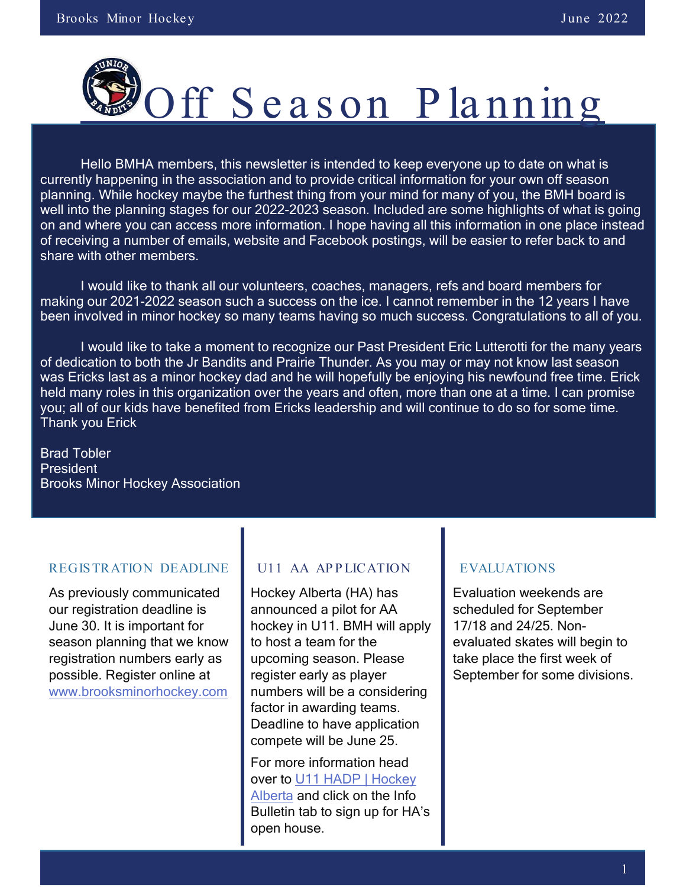# Off Season Planning

Hello BMHA members, this newsletter is intended to keep everyone up to date on what is currently happening in the association and to provide critical information for your own off season planning. While hockey maybe the furthest thing from your mind for many of you, the BMH board is well into the planning stages for our 2022-2023 season. Included are some highlights of what is going on and where you can access more information. I hope having all this information in one place instead of receiving a number of emails, website and Facebook postings, will be easier to refer back to and share with other members.

I would like to thank all our volunteers, coaches, managers, refs and board members for making our 2021-2022 season such a success on the ice. I cannot remember in the 12 years I have been involved in minor hockey so many teams having so much success. Congratulations to all of you.

I would like to take a moment to recognize our Past President Eric Lutterotti for the many years of dedication to both the Jr Bandits and Prairie Thunder. As you may or may not know last season was Ericks last as a minor hockey dad and he will hopefully be enjoying his newfound free time. Erick held many roles in this organization over the years and often, more than one at a time. I can promise you; all of our kids have benefited from Ericks leadership and will continue to do so for some time. Thank you Erick

Brad Tobler
President
Brooks Minor Hockey Association

## REGISTRATION DEADLINE

As previously communicated our registration deadline is June 30. It is important for season planning that we know registration numbers early as possible. Register online at [www.brooksminorhockey.com](www.brooksminorhockey.com)

## U11 AA APPLICATION

Hockey Alberta (HA) has announced a pilot for AA hockey in U11. BMH will apply to host a team for the upcoming season. Please register early as player numbers will be a considering factor in awarding teams. Deadline to have application compete will be June 25.

For more information head over to U11 HADP | Hockey Alberta and click on the Info Bulletin tab to sign up for HA's open house.

## EVALUATIONS

Evaluation weekends are scheduled for September 17/18 and 24/25. Non-evaluated skates will begin to take place the first week of September for some divisions.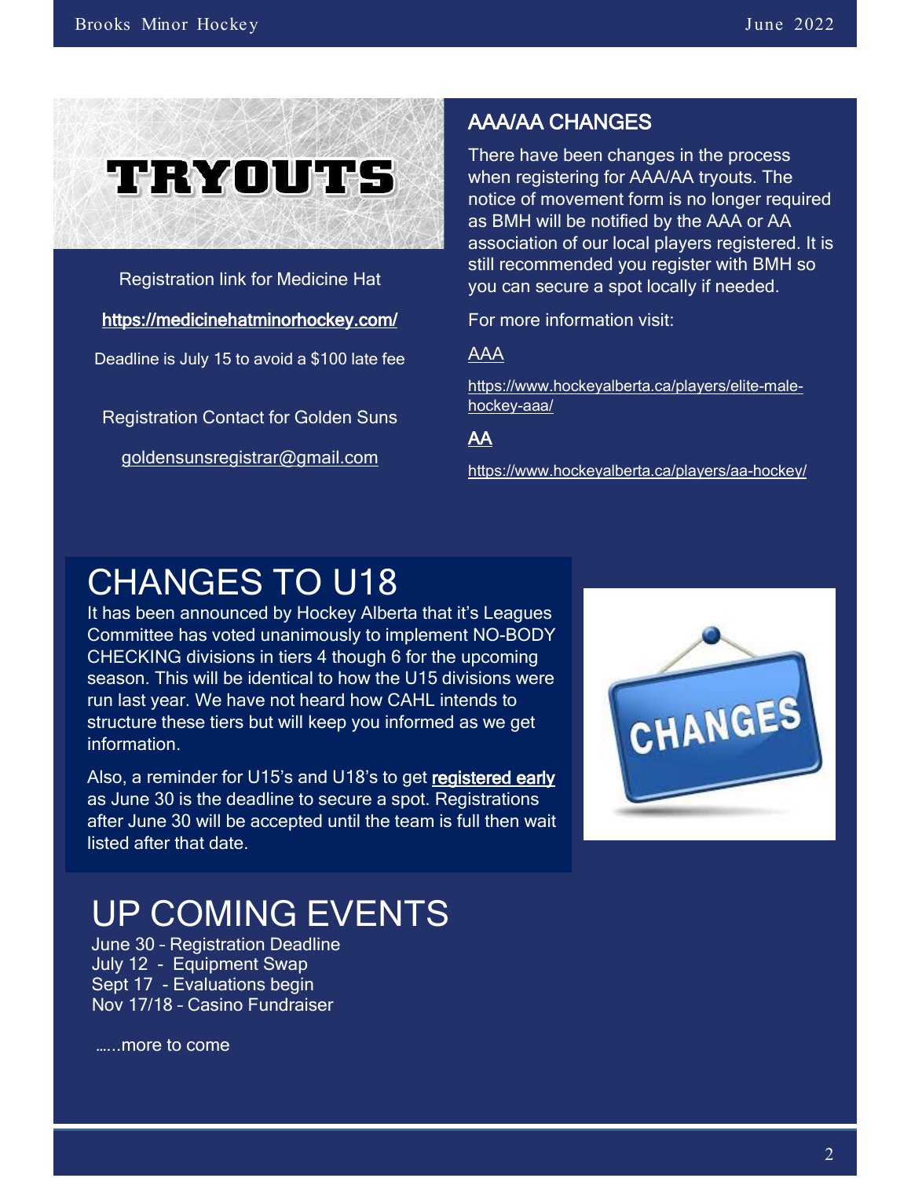# TRYOUTS

Registration link for Medicine Hat

https://medicinehatminorhockey.com/

Deadline is July 15 to avoid a $100 late fee

Registration Contact for Golden Suns

goldensunsregistrar@gmail.com

## AAA/AA CHANGES

There have been changes in the process when registering for AAA/AA tryouts. The notice of movement form is no longer required as BMH will be notified by the AAA or AA association of our local players registered. It is still recommended you register with BMH so you can secure a spot locally if needed.

For more information visit:

AAA

https://www.hockeyalberta.ca/players/elite-male-hockey-aaa/

AA

https://www.hockeyalberta.ca/players/aa-hockey/

# CHANGES TO U18

It has been announced by Hockey Alberta that it's Leagues Committee has voted unanimously to implement NO-BODY CHECKING divisions in tiers 4 though 6 for the upcoming season. This will be identical to how the U15 divisions were run last year. We have not heard how CAHL intends to structure these tiers but will keep you informed as we get information.

Also, a reminder for U15's and U18's to get **registered early** as June 30 is the deadline to secure a spot. Registrations after June 30 will be accepted until the team is full then wait listed after that date.

# UP COMING EVENTS

June 30 – Registration Deadline
July 12 - Equipment Swap
Sept 17 - Evaluations begin
Nov 17/18 – Casino Fundraiser

…...more to come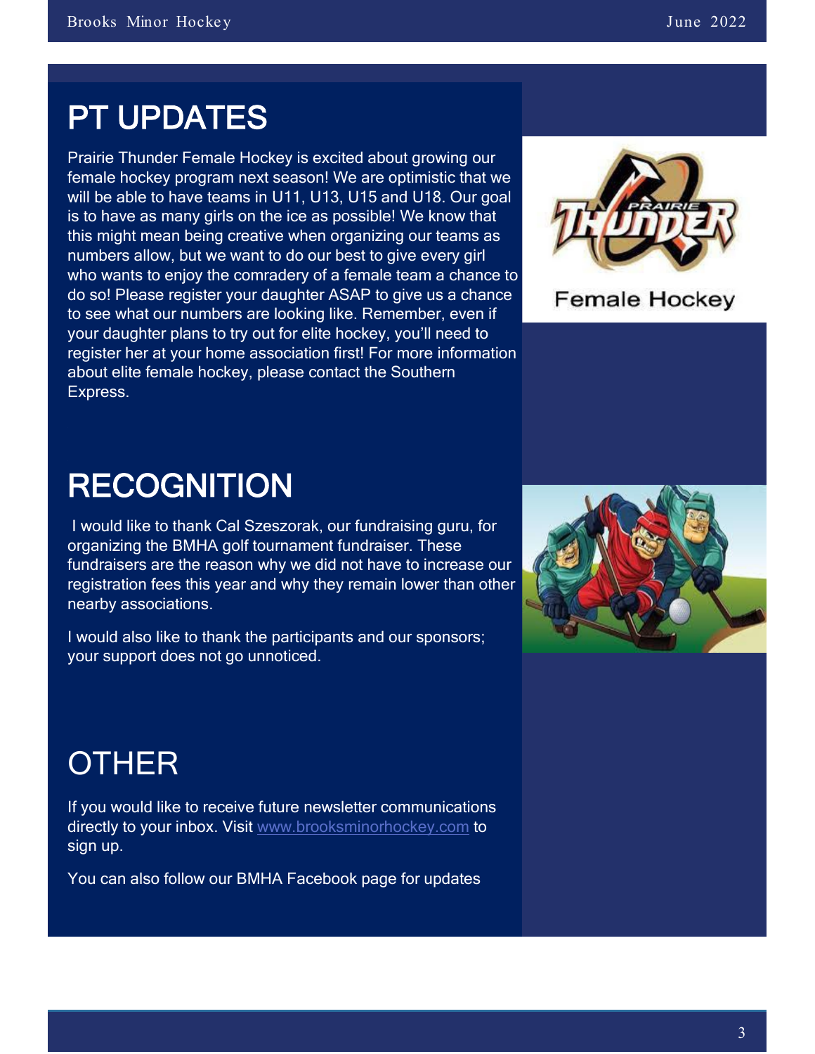## PT UPDATES

Prairie Thunder Female Hockey is excited about growing our female hockey program next season! We are optimistic that we will be able to have teams in U11, U13, U15 and U18. Our goal is to have as many girls on the ice as possible! We know that this might mean being creative when organizing our teams as numbers allow, but we want to do our best to give every girl who wants to enjoy the comradery of a female team a chance to do so! Please register your daughter ASAP to give us a chance to see what our numbers are looking like. Remember, even if your daughter plans to try out for elite hockey, you'll need to register her at your home association first! For more information about elite female hockey, please contact the Southern Express.

## RECOGNITION

I would like to thank Cal Szeszorak, our fundraising guru, for organizing the BMHA golf tournament fundraiser. These fundraisers are the reason why we did not have to increase our registration fees this year and why they remain lower than other nearby associations.

I would also like to thank the participants and our sponsors; your support does not go unnoticed.

## OTHER

If you would like to receive future newsletter communications directly to your inbox. Visit www.brooksminorhockey.com to sign up.

You can also follow our BMHA Facebook page for updates